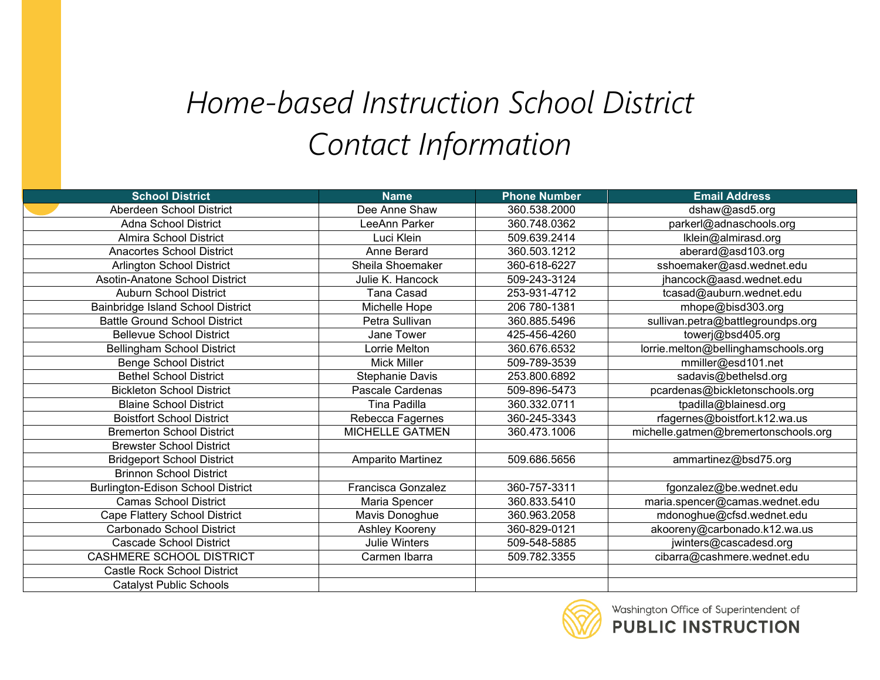# *Home-based Instruction School District Contact Information*

| School District | Name | Phone Number | Email Address |
|---|---|---|---|
| Aberdeen School District | Dee Anne Shaw | 360.538.2000 | dshaw@asd5.org |
| Adna School District | LeeAnn Parker | 360.748.0362 | parkerl@adnaschools.org |
| Almira School District | Luci Klein | 509.639.2414 | lklein@almirasd.org |
| Anacortes School District | Anne Berard | 360.503.1212 | aberard@asd103.org |
| Arlington School District | Sheila Shoemaker | 360-618-6227 | sshoemaker@asd.wednet.edu |
| Asotin-Anatone School District | Julie K. Hancock | 509-243-3124 | jhancock@aasd.wednet.edu |
| Auburn School District | Tana Casad | 253-931-4712 | tcasad@auburn.wednet.edu |
| Bainbridge Island School District | Michelle Hope | 206 780-1381 | mhope@bisd303.org |
| Battle Ground School District | Petra Sullivan | 360.885.5496 | sullivan.petra@battlegroundps.org |
| Bellevue School District | Jane Tower | 425-456-4260 | towerj@bsd405.org |
| Bellingham School District | Lorrie Melton | 360.676.6532 | lorrie.melton@bellinghamschools.org |
| Benge School District | Mick Miller | 509-789-3539 | mmiller@esd101.net |
| Bethel School District | Stephanie Davis | 253.800.6892 | sadavis@bethelsd.org |
| Bickleton School District | Pascale Cardenas | 509-896-5473 | pcardenas@bickletonschools.org |
| Blaine School District | Tina Padilla | 360.332.0711 | tpadilla@blainesd.org |
| Boistfort School District | Rebecca Fagernes | 360-245-3343 | rfagernes@boistfort.k12.wa.us |
| Bremerton School District | MICHELLE GATMEN | 360.473.1006 | michelle.gatmen@bremertonschools.org |
| Brewster School District | | | |
| Bridgeport School District | Amparito Martinez | 509.686.5656 | ammartinez@bsd75.org |
| Brinnon School District | | | |
| Burlington-Edison School District | Francisca Gonzalez | 360-757-3311 | fgonzalez@be.wednet.edu |
| Camas School District | Maria Spencer | 360.833.5410 | maria.spencer@camas.wednet.edu |
| Cape Flattery School District | Mavis Donoghue | 360.963.2058 | mdonoghue@cfsd.wednet.edu |
| Carbonado School District | Ashley Kooreny | 360-829-0121 | akooreny@carbonado.k12.wa.us |
| Cascade School District | Julie Winters | 509-548-5885 | jwinters@cascadesd.org |
| CASHMERE SCHOOL DISTRICT | Carmen Ibarra | 509.782.3355 | cibarra@cashmere.wednet.edu |
| Castle Rock School District | | | |
| Catalyst Public Schools | | | |

Washington Office of Superintendent of
**PUBLIC INSTRUCTION**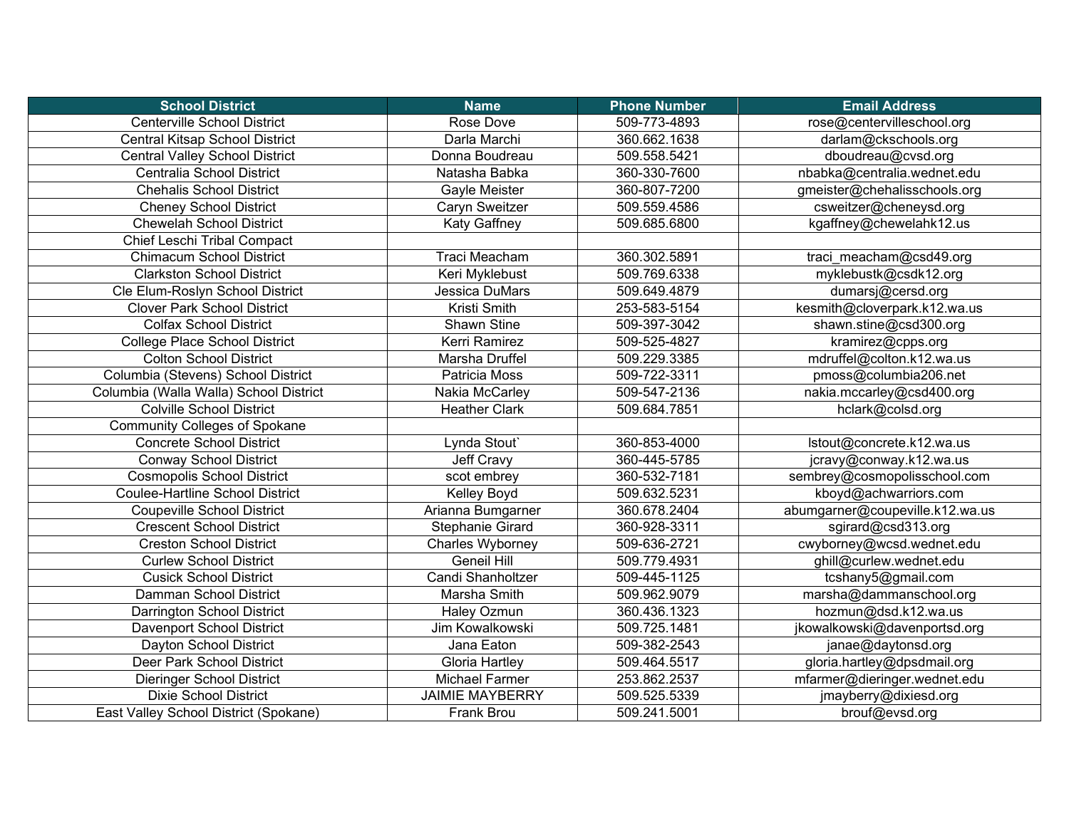| School District | Name | Phone Number | Email Address |
|---|---|---|---|
| Centerville School District | Rose Dove | 509-773-4893 | rose@centervilleschool.org |
| Central Kitsap School District | Darla Marchi | 360.662.1638 | darlam@ckschools.org |
| Central Valley School District | Donna Boudreau | 509.558.5421 | dboudreau@cvsd.org |
| Centralia School District | Natasha Babka | 360-330-7600 | nbabka@centralia.wednet.edu |
| Chehalis School District | Gayle Meister | 360-807-7200 | gmeister@chehalisschools.org |
| Cheney School District | Caryn Sweitzer | 509.559.4586 | csweitzer@cheneysd.org |
| Chewelah School District | Katy Gaffney | 509.685.6800 | kgaffney@chewelahk12.us |
| Chief Leschi Tribal Compact | | | |
| Chimacum School District | Traci Meacham | 360.302.5891 | traci_meacham@csd49.org |
| Clarkston School District | Keri Myklebust | 509.769.6338 | myklebustk@csdk12.org |
| Cle Elum-Roslyn School District | Jessica DuMars | 509.649.4879 | dumarsj@cersd.org |
| Clover Park School District | Kristi Smith | 253-583-5154 | kesmith@cloverpark.k12.wa.us |
| Colfax School District | Shawn Stine | 509-397-3042 | shawn.stine@csd300.org |
| College Place School District | Kerri Ramirez | 509-525-4827 | kramirez@cpps.org |
| Colton School District | Marsha Druffel | 509.229.3385 | mdruffel@colton.k12.wa.us |
| Columbia (Stevens) School District | Patricia Moss | 509-722-3311 | pmoss@columbia206.net |
| Columbia (Walla Walla) School District | Nakia McCarley | 509-547-2136 | nakia.mccarley@csd400.org |
| Colville School District | Heather Clark | 509.684.7851 | hclark@colsd.org |
| Community Colleges of Spokane | | | |
| Concrete School District | Lynda Stout` | 360-853-4000 | lstout@concrete.k12.wa.us |
| Conway School District | Jeff Cravy | 360-445-5785 | jcravy@conway.k12.wa.us |
| Cosmopolis School District | scot embrey | 360-532-7181 | sembrey@cosmopolisschool.com |
| Coulee-Hartline School District | Kelley Boyd | 509.632.5231 | kboyd@achwarriors.com |
| Coupeville School District | Arianna Bumgarner | 360.678.2404 | abumgarner@coupeville.k12.wa.us |
| Crescent School District | Stephanie Girard | 360-928-3311 | sgirard@csd313.org |
| Creston School District | Charles Wyborney | 509-636-2721 | cwyborney@wcsd.wednet.edu |
| Curlew School District | Geneil Hill | 509.779.4931 | ghill@curlew.wednet.edu |
| Cusick School District | Candi Shanholtzer | 509-445-1125 | tcshany5@gmail.com |
| Damman School District | Marsha Smith | 509.962.9079 | marsha@dammanschool.org |
| Darrington School District | Haley Ozmun | 360.436.1323 | hozmun@dsd.k12.wa.us |
| Davenport School District | Jim Kowalkowski | 509.725.1481 | jkowalkowski@davenportsd.org |
| Dayton School District | Jana Eaton | 509-382-2543 | janae@daytonsd.org |
| Deer Park School District | Gloria Hartley | 509.464.5517 | gloria.hartley@dpsdmail.org |
| Dieringer School District | Michael Farmer | 253.862.2537 | mfarmer@dieringer.wednet.edu |
| Dixie School District | JAIMIE MAYBERRY | 509.525.5339 | jmayberry@dixiesd.org |
| East Valley School District (Spokane) | Frank Brou | 509.241.5001 | brouf@evsd.org |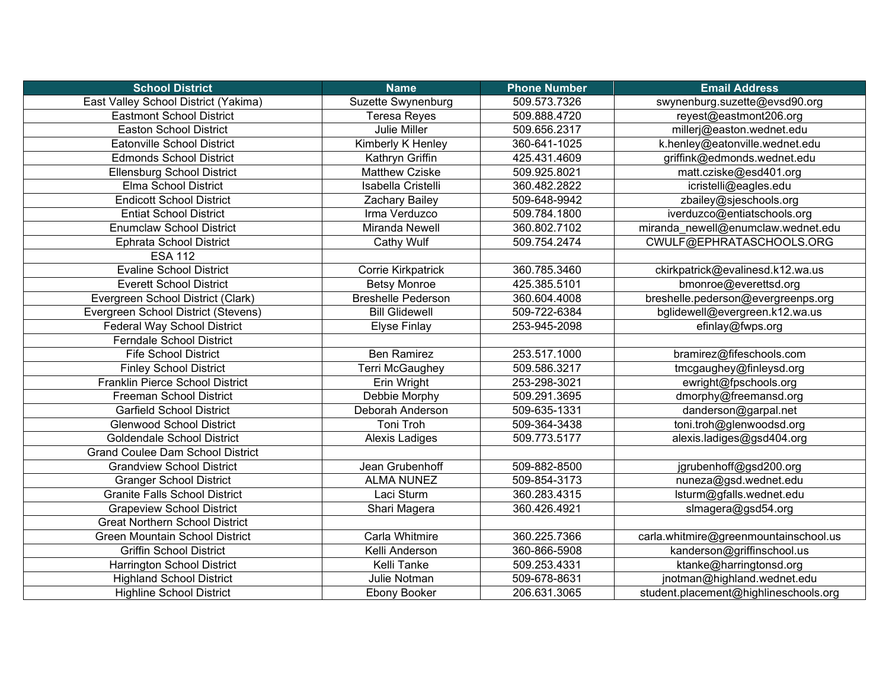| School District | Name | Phone Number | Email Address |
| --- | --- | --- | --- |
| East Valley School District (Yakima) | Suzette Swynenburg | 509.573.7326 | swynenburg.suzette@evsd90.org |
| Eastmont School District | Teresa Reyes | 509.888.4720 | reyest@eastmont206.org |
| Easton School District | Julie Miller | 509.656.2317 | millerj@easton.wednet.edu |
| Eatonville School District | Kimberly K Henley | 360-641-1025 | k.henley@eatonville.wednet.edu |
| Edmonds School District | Kathryn Griffin | 425.431.4609 | griffink@edmonds.wednet.edu |
| Ellensburg School District | Matthew Cziske | 509.925.8021 | matt.cziske@esd401.org |
| Elma School District | Isabella Cristelli | 360.482.2822 | icristelli@eagles.edu |
| Endicott School District | Zachary Bailey | 509-648-9942 | zbailey@sjeschools.org |
| Entiat School District | Irma Verduzco | 509.784.1800 | iverduzco@entiatschools.org |
| Enumclaw School District | Miranda Newell | 360.802.7102 | miranda_newell@enumclaw.wednet.edu |
| Ephrata School District | Cathy Wulf | 509.754.2474 | CWULF@EPHRATASCHOOLS.ORG |
| ESA 112 | | | |
| Evaline School District | Corrie Kirkpatrick | 360.785.3460 | ckirkpatrick@evalinesd.k12.wa.us |
| Everett School District | Betsy Monroe | 425.385.5101 | bmonroe@everettsd.org |
| Evergreen School District (Clark) | Breshelle Pederson | 360.604.4008 | breshelle.pederson@evergreenps.org |
| Evergreen School District (Stevens) | Bill Glidewell | 509-722-6384 | bglidewell@evergreen.k12.wa.us |
| Federal Way School District | Elyse Finlay | 253-945-2098 | efinlay@fwps.org |
| Ferndale School District | | | |
| Fife School District | Ben Ramirez | 253.517.1000 | bramirez@fifeschools.com |
| Finley School District | Terri McGaughey | 509.586.3217 | tmcgaughey@finleysd.org |
| Franklin Pierce School District | Erin Wright | 253-298-3021 | ewright@fpschools.org |
| Freeman School District | Debbie Morphy | 509.291.3695 | dmorphy@freemansd.org |
| Garfield School District | Deborah Anderson | 509-635-1331 | danderson@garpal.net |
| Glenwood School District | Toni Troh | 509-364-3438 | toni.troh@glenwoodsd.org |
| Goldendale School District | Alexis Ladiges | 509.773.5177 | alexis.ladiges@gsd404.org |
| Grand Coulee Dam School District | | | |
| Grandview School District | Jean Grubenhoff | 509-882-8500 | jgrubenhoff@gsd200.org |
| Granger School District | ALMA NUNEZ | 509-854-3173 | nuneza@gsd.wednet.edu |
| Granite Falls School District | Laci Sturm | 360.283.4315 | lsturm@gfalls.wednet.edu |
| Grapeview School District | Shari Magera | 360.426.4921 | slmagera@gsd54.org |
| Great Northern School District | | | |
| Green Mountain School District | Carla Whitmire | 360.225.7366 | carla.whitmire@greenmountainschool.us |
| Griffin School District | Kelli Anderson | 360-866-5908 | kanderson@griffinschool.us |
| Harrington School District | Kelli Tanke | 509.253.4331 | ktanke@harringtonsd.org |
| Highland School District | Julie Notman | 509-678-8631 | jnotman@highland.wednet.edu |
| Highline School District | Ebony Booker | 206.631.3065 | student.placement@highlineschools.org |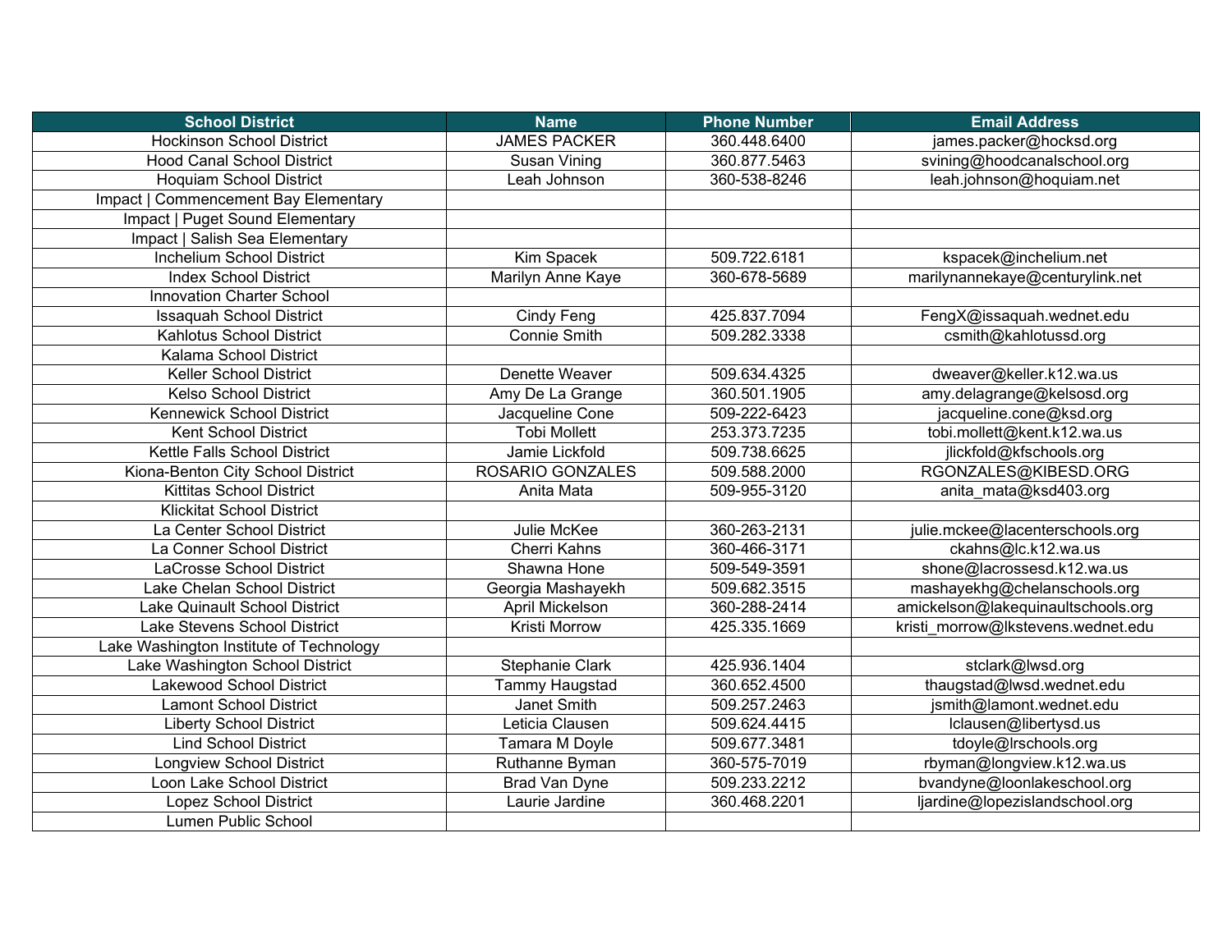| School District | Name | Phone Number | Email Address |
| --- | --- | --- | --- |
| Hockinson School District | JAMES PACKER | 360.448.6400 | james.packer@hocksd.org |
| Hood Canal School District | Susan Vining | 360.877.5463 | svining@hoodcanalschool.org |
| Hoquiam School District | Leah Johnson | 360-538-8246 | leah.johnson@hoquiam.net |
| Impact \| Commencement Bay Elementary | | | |
| Impact \| Puget Sound Elementary | | | |
| Impact \| Salish Sea Elementary | | | |
| Inchelium School District | Kim Spacek | 509.722.6181 | kspacek@inchelium.net |
| Index School District | Marilyn Anne Kaye | 360-678-5689 | marilynannekaye@centurylink.net |
| Innovation Charter School | | | |
| Issaquah School District | Cindy Feng | 425.837.7094 | FengX@issaquah.wednet.edu |
| Kahlotus School District | Connie Smith | 509.282.3338 | csmith@kahlotussd.org |
| Kalama School District | | | |
| Keller School District | Denette Weaver | 509.634.4325 | dweaver@keller.k12.wa.us |
| Kelso School District | Amy De La Grange | 360.501.1905 | amy.delagrange@kelsosd.org |
| Kennewick School District | Jacqueline Cone | 509-222-6423 | jacqueline.cone@ksd.org |
| Kent School District | Tobi Mollett | 253.373.7235 | tobi.mollett@kent.k12.wa.us |
| Kettle Falls School District | Jamie Lickfold | 509.738.6625 | jlickfold@kfschools.org |
| Kiona-Benton City School District | ROSARIO GONZALES | 509.588.2000 | RGONZALES@KIBESD.ORG |
| Kittitas School District | Anita Mata | 509-955-3120 | anita_mata@ksd403.org |
| Klickitat School District | | | |
| La Center School District | Julie McKee | 360-263-2131 | julie.mckee@lacenterschools.org |
| La Conner School District | Cherri Kahns | 360-466-3171 | ckahns@lc.k12.wa.us |
| LaCrosse School District | Shawna Hone | 509-549-3591 | shone@lacrossesd.k12.wa.us |
| Lake Chelan School District | Georgia Mashayekh | 509.682.3515 | mashayekhg@chelanschools.org |
| Lake Quinault School District | April Mickelson | 360-288-2414 | amickelson@lakequinaultschools.org |
| Lake Stevens School District | Kristi Morrow | 425.335.1669 | kristi_morrow@lkstevens.wednet.edu |
| Lake Washington Institute of Technology | | | |
| Lake Washington School District | Stephanie Clark | 425.936.1404 | stclark@lwsd.org |
| Lakewood School District | Tammy Haugstad | 360.652.4500 | thaugstad@lwsd.wednet.edu |
| Lamont School District | Janet Smith | 509.257.2463 | jsmith@lamont.wednet.edu |
| Liberty School District | Leticia Clausen | 509.624.4415 | lclausen@libertysd.us |
| Lind School District | Tamara M Doyle | 509.677.3481 | tdoyle@lrschools.org |
| Longview School District | Ruthanne Byman | 360-575-7019 | rbyman@longview.k12.wa.us |
| Loon Lake School District | Brad Van Dyne | 509.233.2212 | bvandyne@loonlakeschool.org |
| Lopez School District | Laurie Jardine | 360.468.2201 | ljardine@lopezislandschool.org |
| Lumen Public School | | | |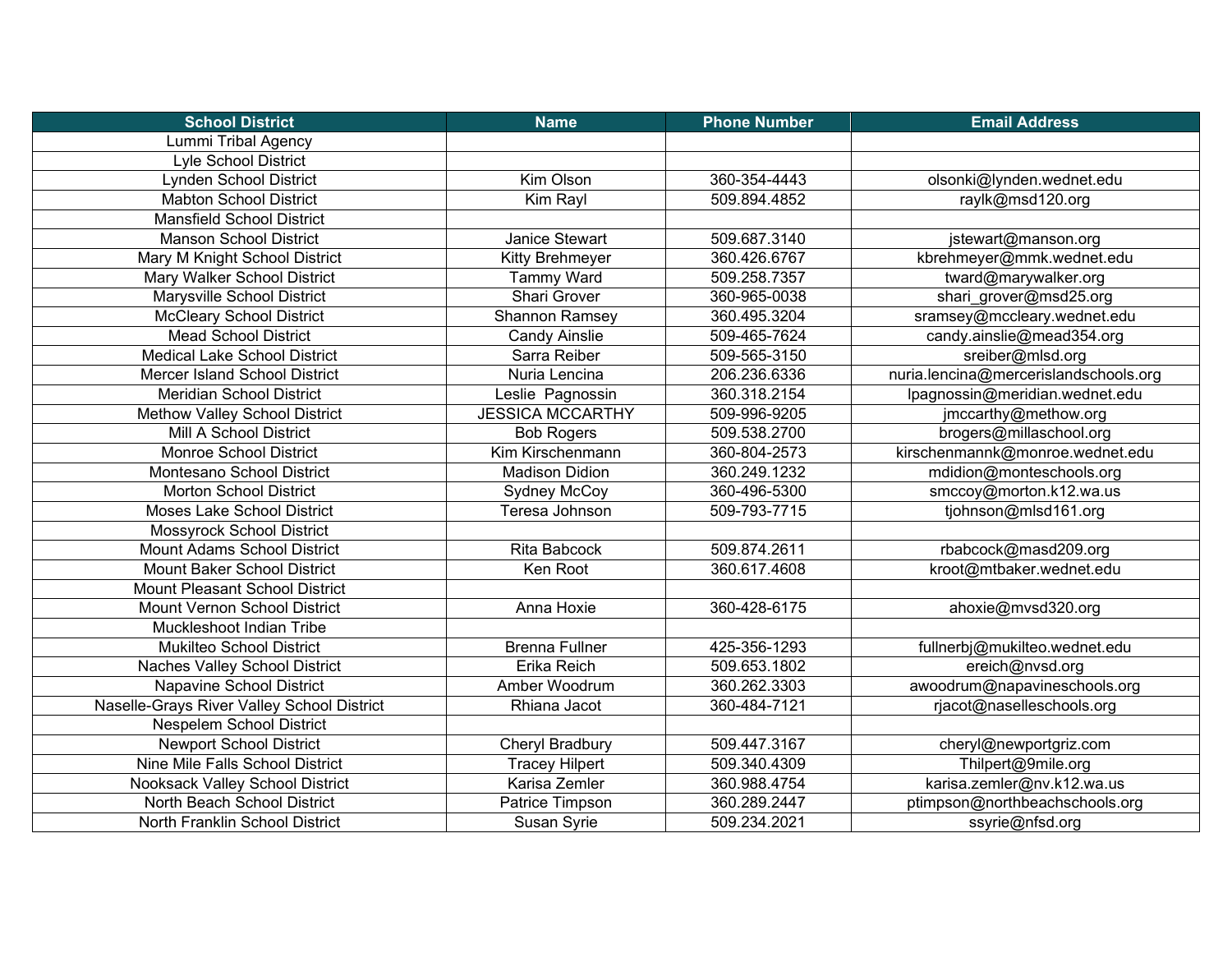| School District | Name | Phone Number | Email Address |
| --- | --- | --- | --- |
| Lummi Tribal Agency | | | |
| Lyle School District | | | |
| Lynden School District | Kim Olson | 360-354-4443 | olsonki@lynden.wednet.edu |
| Mabton School District | Kim Rayl | 509.894.4852 | raylk@msd120.org |
| Mansfield School District | | | |
| Manson School District | Janice Stewart | 509.687.3140 | jstewart@manson.org |
| Mary M Knight School District | Kitty Brehmeyer | 360.426.6767 | kbrehmeyer@mmk.wednet.edu |
| Mary Walker School District | Tammy Ward | 509.258.7357 | tward@marywalker.org |
| Marysville School District | Shari Grover | 360-965-0038 | shari_grover@msd25.org |
| McCleary School District | Shannon Ramsey | 360.495.3204 | sramsey@mccleary.wednet.edu |
| Mead School District | Candy Ainslie | 509-465-7624 | candy.ainslie@mead354.org |
| Medical Lake School District | Sarra Reiber | 509-565-3150 | sreiber@mlsd.org |
| Mercer Island School District | Nuria Lencina | 206.236.6336 | nuria.lencina@mercerislandschools.org |
| Meridian School District | Leslie Pagnossin | 360.318.2154 | lpagnossin@meridian.wednet.edu |
| Methow Valley School District | JESSICA MCCARTHY | 509-996-9205 | jmccarthy@methow.org |
| Mill A School District | Bob Rogers | 509.538.2700 | brogers@millaschool.org |
| Monroe School District | Kim Kirschenmann | 360-804-2573 | kirschenmannk@monroe.wednet.edu |
| Montesano School District | Madison Didion | 360.249.1232 | mdidion@monteschools.org |
| Morton School District | Sydney McCoy | 360-496-5300 | smccoy@morton.k12.wa.us |
| Moses Lake School District | Teresa Johnson | 509-793-7715 | tjohnson@mlsd161.org |
| Mossyrock School District | | | |
| Mount Adams School District | Rita Babcock | 509.874.2611 | rbabcock@masd209.org |
| Mount Baker School District | Ken Root | 360.617.4608 | kroot@mtbaker.wednet.edu |
| Mount Pleasant School District | | | |
| Mount Vernon School District | Anna Hoxie | 360-428-6175 | ahoxie@mvsd320.org |
| Muckleshoot Indian Tribe | | | |
| Mukilteo School District | Brenna Fullner | 425-356-1293 | fullnerbj@mukilteo.wednet.edu |
| Naches Valley School District | Erika Reich | 509.653.1802 | ereich@nvsd.org |
| Napavine School District | Amber Woodrum | 360.262.3303 | awoodrum@napavineschools.org |
| Naselle-Grays River Valley School District | Rhiana Jacot | 360-484-7121 | rjacot@naselleschools.org |
| Nespelem School District | | | |
| Newport School District | Cheryl Bradbury | 509.447.3167 | cheryl@newportgriz.com |
| Nine Mile Falls School District | Tracey Hilpert | 509.340.4309 | Thilpert@9mile.org |
| Nooksack Valley School District | Karisa Zemler | 360.988.4754 | karisa.zemler@nv.k12.wa.us |
| North Beach School District | Patrice Timpson | 360.289.2447 | ptimpson@northbeachschools.org |
| North Franklin School District | Susan Syrie | 509.234.2021 | ssyrie@nfsd.org |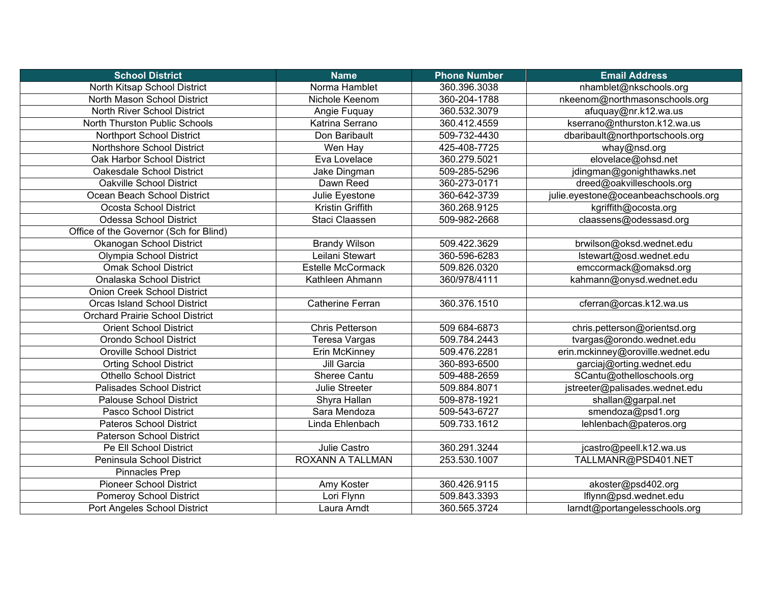| School District | Name | Phone Number | Email Address |
| --- | --- | --- | --- |
| North Kitsap School District | Norma Hamblet | 360.396.3038 | nhamblet@nkschools.org |
| North Mason School District | Nichole Keenom | 360-204-1788 | nkeenom@northmasonschools.org |
| North River School District | Angie Fuquay | 360.532.3079 | afuquay@nr.k12.wa.us |
| North Thurston Public Schools | Katrina Serrano | 360.412.4559 | kserrano@nthurston.k12.wa.us |
| Northport School District | Don Baribault | 509-732-4430 | dbaribault@northportschools.org |
| Northshore School District | Wen Hay | 425-408-7725 | whay@nsd.org |
| Oak Harbor School District | Eva Lovelace | 360.279.5021 | elovelace@ohsd.net |
| Oakesdale School District | Jake Dingman | 509-285-5296 | jdingman@gonighthawks.net |
| Oakville School District | Dawn Reed | 360-273-0171 | dreed@oakvilleschools.org |
| Ocean Beach School District | Julie Eyestone | 360-642-3739 | julie.eyestone@oceanbeachschools.org |
| Ocosta School District | Kristin Griffith | 360.268.9125 | kgriffith@ocosta.org |
| Odessa School District | Staci Claassen | 509-982-2668 | claassens@odessasd.org |
| Office of the Governor (Sch for Blind) | | | |
| Okanogan School District | Brandy Wilson | 509.422.3629 | brwilson@oksd.wednet.edu |
| Olympia School District | Leilani Stewart | 360-596-6283 | lstewart@osd.wednet.edu |
| Omak School District | Estelle McCormack | 509.826.0320 | emccormack@omaksd.org |
| Onalaska School District | Kathleen Ahmann | 360/978/4111 | kahmann@onysd.wednet.edu |
| Onion Creek School District | | | |
| Orcas Island School District | Catherine Ferran | 360.376.1510 | cferran@orcas.k12.wa.us |
| Orchard Prairie School District | | | |
| Orient School District | Chris Petterson | 509 684-6873 | chris.petterson@orientsd.org |
| Orondo School District | Teresa Vargas | 509.784.2443 | tvargas@orondo.wednet.edu |
| Oroville School District | Erin McKinney | 509.476.2281 | erin.mckinney@oroville.wednet.edu |
| Orting School District | Jill Garcia | 360-893-6500 | garciaj@orting.wednet.edu |
| Othello School District | Sheree Cantu | 509-488-2659 | SCantu@othelloschools.org |
| Palisades School District | Julie Streeter | 509.884.8071 | jstreeter@palisades.wednet.edu |
| Palouse School District | Shyra Hallan | 509-878-1921 | shallan@garpal.net |
| Pasco School District | Sara Mendoza | 509-543-6727 | smendoza@psd1.org |
| Pateros School District | Linda Ehlenbach | 509.733.1612 | lehlenbach@pateros.org |
| Paterson School District | | | |
| Pe Ell School District | Julie Castro | 360.291.3244 | jcastro@peell.k12.wa.us |
| Peninsula School District | ROXANN A TALLMAN | 253.530.1007 | TALLMANR@PSD401.NET |
| Pinnacles Prep | | | |
| Pioneer School District | Amy Koster | 360.426.9115 | akoster@psd402.org |
| Pomeroy School District | Lori Flynn | 509.843.3393 | lflynn@psd.wednet.edu |
| Port Angeles School District | Laura Arndt | 360.565.3724 | larndt@portangelesschools.org |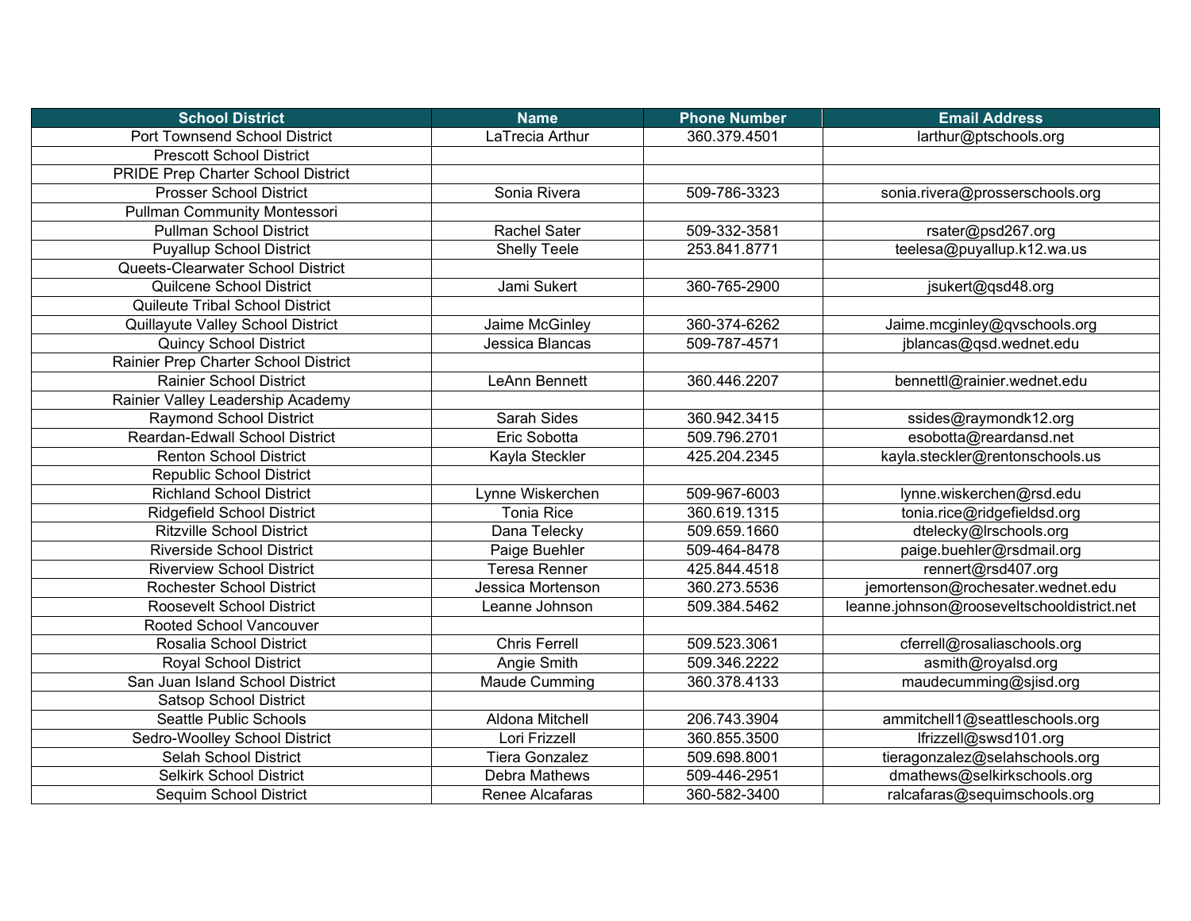| School District | Name | Phone Number | Email Address |
| --- | --- | --- | --- |
| Port Townsend School District | LaTrecia Arthur | 360.379.4501 | larthur@ptschools.org |
| Prescott School District | | | |
| PRIDE Prep Charter School District | | | |
| Prosser School District | Sonia Rivera | 509-786-3323 | sonia.rivera@prosserschools.org |
| Pullman Community Montessori | | | |
| Pullman School District | Rachel Sater | 509-332-3581 | rsater@psd267.org |
| Puyallup School District | Shelly Teele | 253.841.8771 | teelesa@puyallup.k12.wa.us |
| Queets-Clearwater School District | | | |
| Quilcene School District | Jami Sukert | 360-765-2900 | jsukert@qsd48.org |
| Quileute Tribal School District | | | |
| Quillayute Valley School District | Jaime McGinley | 360-374-6262 | Jaime.mcginley@qvschools.org |
| Quincy School District | Jessica Blancas | 509-787-4571 | jblancas@qsd.wednet.edu |
| Rainier Prep Charter School District | | | |
| Rainier School District | LeAnn Bennett | 360.446.2207 | bennettl@rainier.wednet.edu |
| Rainier Valley Leadership Academy | | | |
| Raymond School District | Sarah Sides | 360.942.3415 | ssides@raymondk12.org |
| Reardan-Edwall School District | Eric Sobotta | 509.796.2701 | esobotta@reardansd.net |
| Renton School District | Kayla Steckler | 425.204.2345 | kayla.steckler@rentonschools.us |
| Republic School District | | | |
| Richland School District | Lynne Wiskerchen | 509-967-6003 | lynne.wiskerchen@rsd.edu |
| Ridgefield School District | Tonia Rice | 360.619.1315 | tonia.rice@ridgefieldsd.org |
| Ritzville School District | Dana Telecky | 509.659.1660 | dtelecky@lrschools.org |
| Riverside School District | Paige Buehler | 509-464-8478 | paige.buehler@rsdmail.org |
| Riverview School District | Teresa Renner | 425.844.4518 | rennert@rsd407.org |
| Rochester School District | Jessica Mortenson | 360.273.5536 | jemortenson@rochesater.wednet.edu |
| Roosevelt School District | Leanne Johnson | 509.384.5462 | leanne.johnson@rooseveltschooldistrict.net |
| Rooted School Vancouver | | | |
| Rosalia School District | Chris Ferrell | 509.523.3061 | cferrell@rosaliaschools.org |
| Royal School District | Angie Smith | 509.346.2222 | asmith@royalsd.org |
| San Juan Island School District | Maude Cumming | 360.378.4133 | maudecumming@sjisd.org |
| Satsop School District | | | |
| Seattle Public Schools | Aldona Mitchell | 206.743.3904 | ammitchell1@seattleschools.org |
| Sedro-Woolley School District | Lori Frizzell | 360.855.3500 | lfrizzell@swsd101.org |
| Selah School District | Tiera Gonzalez | 509.698.8001 | tieragonzalez@selahschools.org |
| Selkirk School District | Debra Mathews | 509-446-2951 | dmathews@selkirkschools.org |
| Sequim School District | Renee Alcafaras | 360-582-3400 | ralcafaras@sequimschools.org |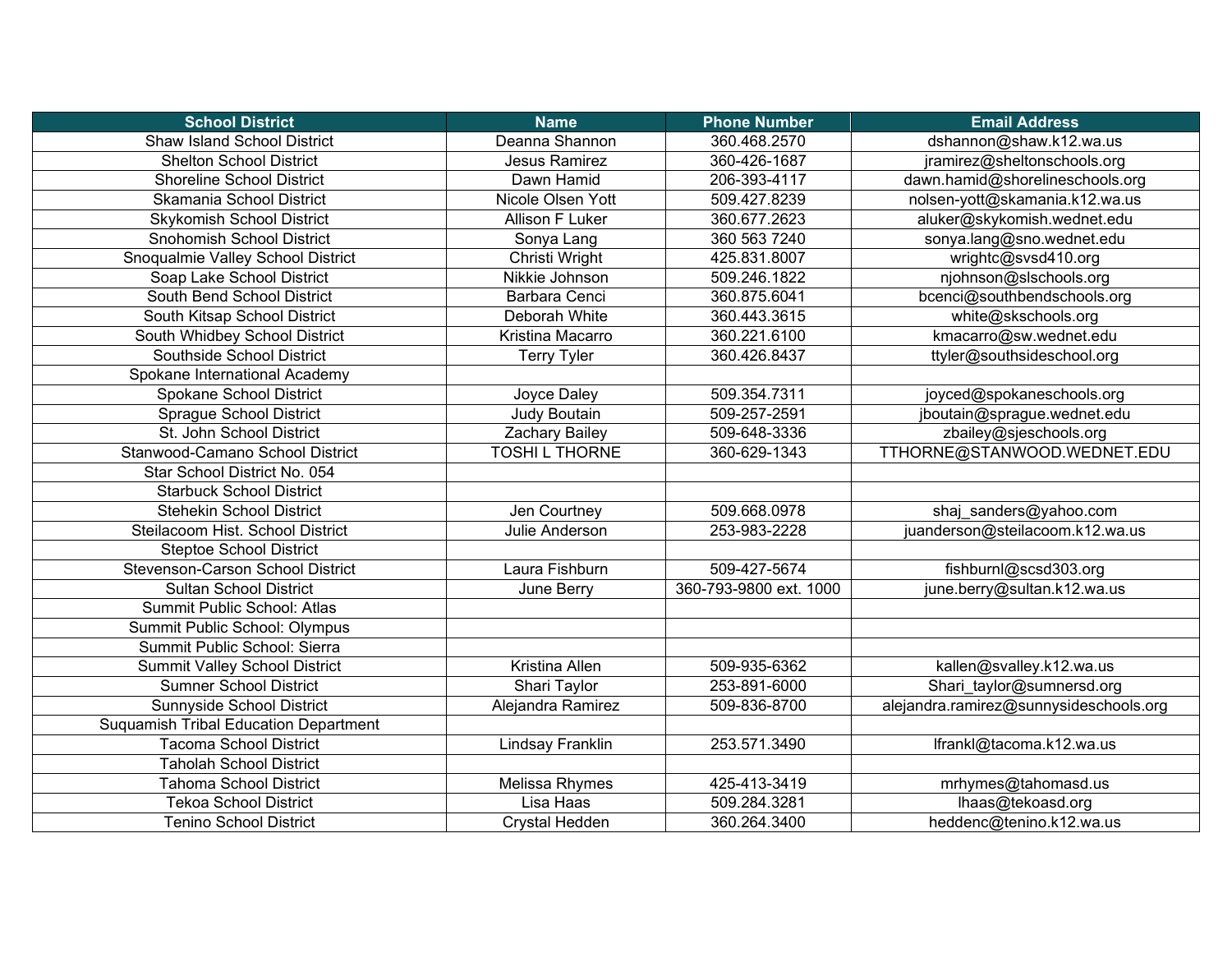| School District | Name | Phone Number | Email Address |
|---|---|---|---|
| Shaw Island School District | Deanna Shannon | 360.468.2570 | dshannon@shaw.k12.wa.us |
| Shelton School District | Jesus Ramirez | 360-426-1687 | jramirez@sheltonschools.org |
| Shoreline School District | Dawn Hamid | 206-393-4117 | dawn.hamid@shorelineschools.org |
| Skamania School District | Nicole Olsen Yott | 509.427.8239 | nolsen-yott@skamania.k12.wa.us |
| Skykomish School District | Allison F Luker | 360.677.2623 | aluker@skykomish.wednet.edu |
| Snohomish School District | Sonya Lang | 360 563 7240 | sonya.lang@sno.wednet.edu |
| Snoqualmie Valley School District | Christi Wright | 425.831.8007 | wrightc@svsd410.org |
| Soap Lake School District | Nikkie Johnson | 509.246.1822 | njohnson@slschools.org |
| South Bend School District | Barbara Cenci | 360.875.6041 | bcenci@southbendschools.org |
| South Kitsap School District | Deborah White | 360.443.3615 | white@skschools.org |
| South Whidbey School District | Kristina Macarro | 360.221.6100 | kmacarro@sw.wednet.edu |
| Southside School District | Terry Tyler | 360.426.8437 | ttyler@southsideschool.org |
| Spokane International Academy | | | |
| Spokane School District | Joyce Daley | 509.354.7311 | joyced@spokaneschools.org |
| Sprague School District | Judy Boutain | 509-257-2591 | jboutain@sprague.wednet.edu |
| St. John School District | Zachary Bailey | 509-648-3336 | zbailey@sjeschools.org |
| Stanwood-Camano School District | TOSHI L THORNE | 360-629-1343 | TTHORNE@STANWOOD.WEDNET.EDU |
| Star School District No. 054 | | | |
| Starbuck School District | | | |
| Stehekin School District | Jen Courtney | 509.668.0978 | shaj_sanders@yahoo.com |
| Steilacoom Hist. School District | Julie Anderson | 253-983-2228 | juanderson@steilacoom.k12.wa.us |
| Steptoe School District | | | |
| Stevenson-Carson School District | Laura Fishburn | 509-427-5674 | fishburnl@scsd303.org |
| Sultan School District | June Berry | 360-793-9800 ext. 1000 | june.berry@sultan.k12.wa.us |
| Summit Public School: Atlas | | | |
| Summit Public School: Olympus | | | |
| Summit Public School: Sierra | | | |
| Summit Valley School District | Kristina Allen | 509-935-6362 | kallen@svalley.k12.wa.us |
| Sumner School District | Shari Taylor | 253-891-6000 | Shari_taylor@sumnersd.org |
| Sunnyside School District | Alejandra Ramirez | 509-836-8700 | alejandra.ramirez@sunnysideschools.org |
| Suquamish Tribal Education Department | | | |
| Tacoma School District | Lindsay Franklin | 253.571.3490 | lfrankl@tacoma.k12.wa.us |
| Taholah School District | | | |
| Tahoma School District | Melissa Rhymes | 425-413-3419 | mrhymes@tahomasd.us |
| Tekoa School District | Lisa Haas | 509.284.3281 | lhaas@tekoasd.org |
| Tenino School District | Crystal Hedden | 360.264.3400 | heddenc@tenino.k12.wa.us |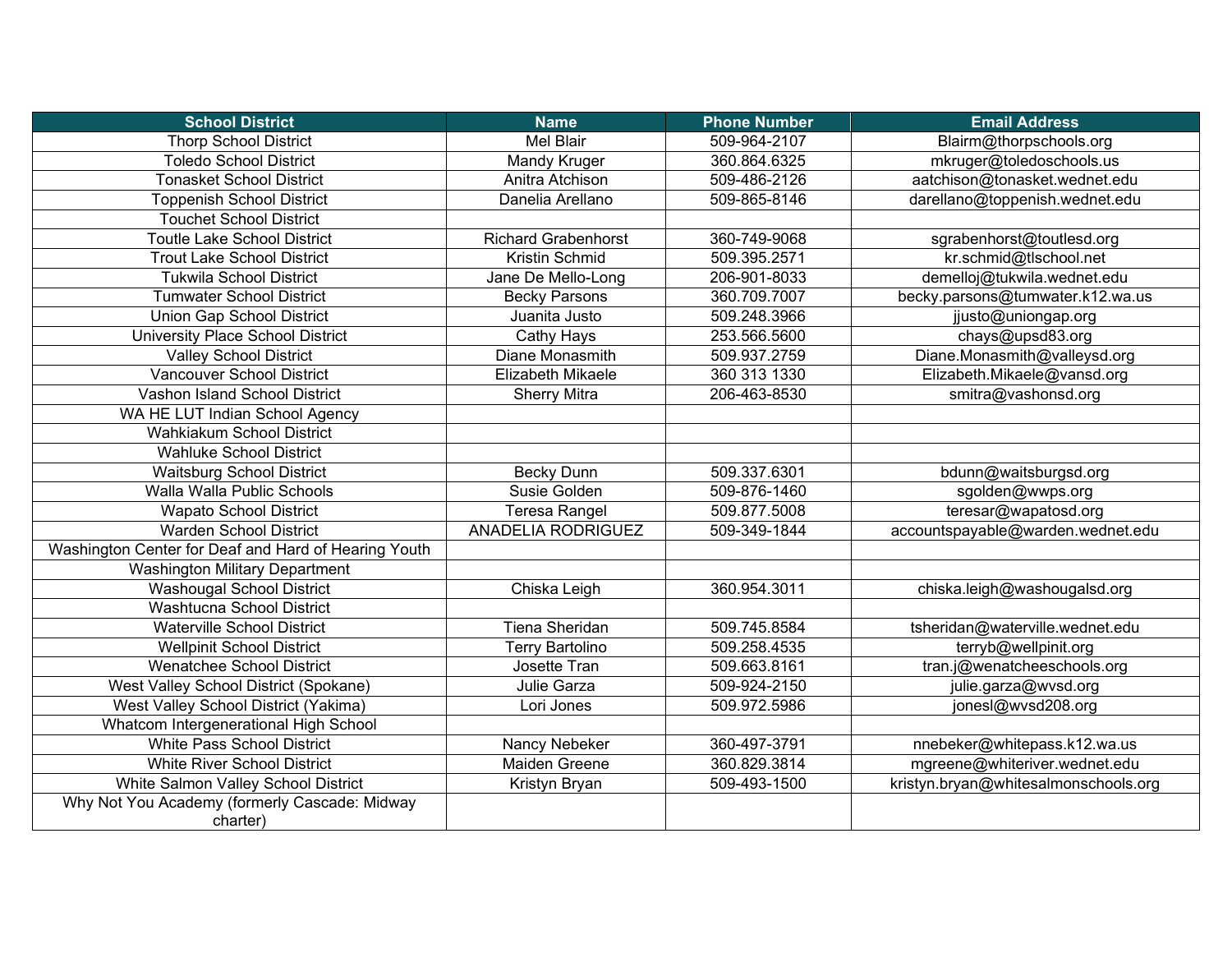| School District | Name | Phone Number | Email Address |
|---|---|---|---|
| Thorp School District | Mel Blair | 509-964-2107 | Blairm@thorpschools.org |
| Toledo School District | Mandy Kruger | 360.864.6325 | mkruger@toledoschools.us |
| Tonasket School District | Anitra Atchison | 509-486-2126 | aatchison@tonasket.wednet.edu |
| Toppenish School District | Danelia Arellano | 509-865-8146 | darellano@toppenish.wednet.edu |
| Touchet School District | | | |
| Toutle Lake School District | Richard Grabenhorst | 360-749-9068 | sgrabenhorst@toutlesd.org |
| Trout Lake School District | Kristin Schmid | 509.395.2571 | kr.schmid@tlschool.net |
| Tukwila School District | Jane De Mello-Long | 206-901-8033 | demelloj@tukwila.wednet.edu |
| Tumwater School District | Becky Parsons | 360.709.7007 | becky.parsons@tumwater.k12.wa.us |
| Union Gap School District | Juanita Justo | 509.248.3966 | jjusto@uniongap.org |
| University Place School District | Cathy Hays | 253.566.5600 | chays@upsd83.org |
| Valley School District | Diane Monasmith | 509.937.2759 | Diane.Monasmith@valleysd.org |
| Vancouver School District | Elizabeth Mikaele | 360 313 1330 | Elizabeth.Mikaele@vansd.org |
| Vashon Island School District | Sherry Mitra | 206-463-8530 | smitra@vashonsd.org |
| WA HE LUT Indian School Agency | | | |
| Wahkiakum School District | | | |
| Wahluke School District | | | |
| Waitsburg School District | Becky Dunn | 509.337.6301 | bdunn@waitsburgsd.org |
| Walla Walla Public Schools | Susie Golden | 509-876-1460 | sgolden@wwps.org |
| Wapato School District | Teresa Rangel | 509.877.5008 | teresar@wapatosd.org |
| Warden School District | ANADELIA RODRIGUEZ | 509-349-1844 | accountspayable@warden.wednet.edu |
| Washington Center for Deaf and Hard of Hearing Youth | | | |
| Washington Military Department | | | |
| Washougal School District | Chiska Leigh | 360.954.3011 | chiska.leigh@washougalsd.org |
| Washtucna School District | | | |
| Waterville School District | Tiena Sheridan | 509.745.8584 | tsheridan@waterville.wednet.edu |
| Wellpinit School District | Terry Bartolino | 509.258.4535 | terryb@wellpinit.org |
| Wenatchee School District | Josette Tran | 509.663.8161 | tran.j@wenatcheeschools.org |
| West Valley School District (Spokane) | Julie Garza | 509-924-2150 | julie.garza@wvsd.org |
| West Valley School District (Yakima) | Lori Jones | 509.972.5986 | jonesl@wvsd208.org |
| Whatcom Intergenerational High School | | | |
| White Pass School District | Nancy Nebeker | 360-497-3791 | nnebeker@whitepass.k12.wa.us |
| White River School District | Maiden Greene | 360.829.3814 | mgreene@whiteriver.wednet.edu |
| White Salmon Valley School District | Kristyn Bryan | 509-493-1500 | kristyn.bryan@whitesalmonschools.org |
| Why Not You Academy (formerly Cascade: Midway charter) | | | |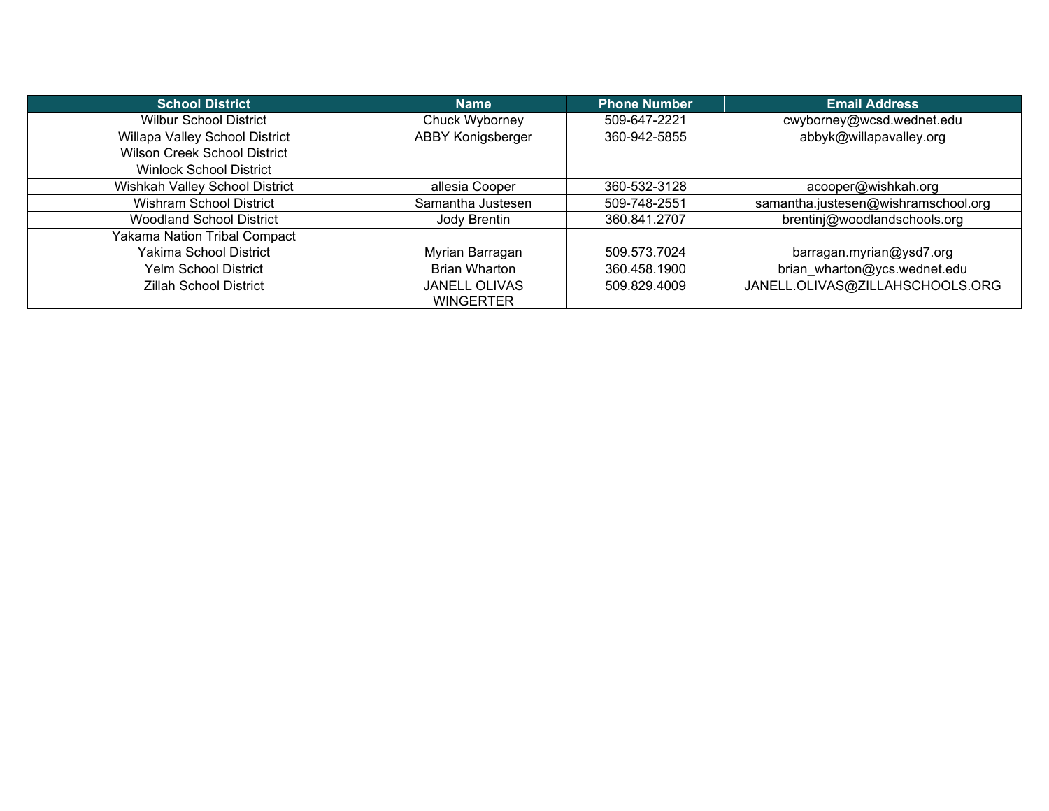| School District | Name | Phone Number | Email Address |
|---|---|---|---|
| Wilbur School District | Chuck Wyborney | 509-647-2221 | cwyborney@wcsd.wednet.edu |
| Willapa Valley School District | ABBY Konigsberger | 360-942-5855 | abbyk@willapavalley.org |
| Wilson Creek School District | | | |
| Winlock School District | | | |
| Wishkah Valley School District | allesia Cooper | 360-532-3128 | acooper@wishkah.org |
| Wishram School District | Samantha Justesen | 509-748-2551 | samantha.justesen@wishramschool.org |
| Woodland School District | Jody Brentin | 360.841.2707 | brentinj@woodlandschools.org |
| Yakama Nation Tribal Compact | | | |
| Yakima School District | Myrian Barragan | 509.573.7024 | barragan.myrian@ysd7.org |
| Yelm School District | Brian Wharton | 360.458.1900 | brian_wharton@ycs.wednet.edu |
| Zillah School District | JANELL OLIVAS WINGERTER | 509.829.4009 | JANELL.OLIVAS@ZILLAHSCHOOLS.ORG |